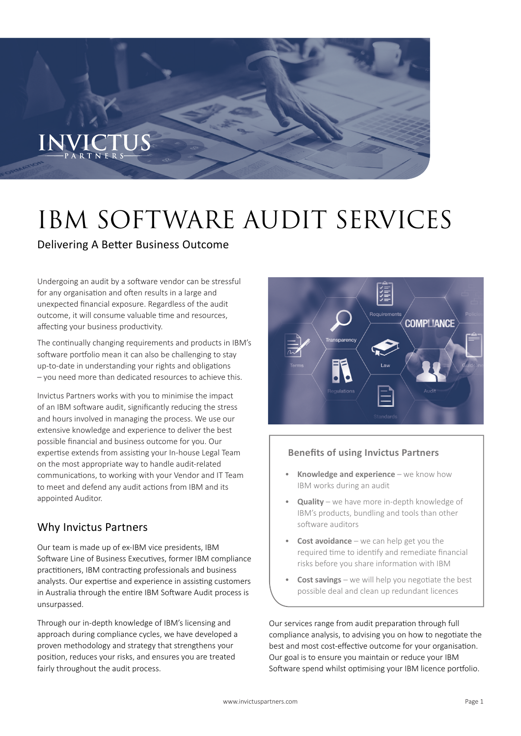# IBM SOFTWARE AUDIT SERVICES

## Delivering A Better Business Outcome

Undergoing an audit by a software vendor can be stressful for any organisation and often results in a large and unexpected financial exposure. Regardless of the audit outcome, it will consume valuable time and resources, affecting your business productivity.

The continually changing requirements and products in IBM's software portfolio mean it can also be challenging to stay up-to-date in understanding your rights and obligations – you need more than dedicated resources to achieve this.

Invictus Partners works with you to minimise the impact of an IBM software audit, significantly reducing the stress and hours involved in managing the process. We use our extensive knowledge and experience to deliver the best possible financial and business outcome for you. Our expertise extends from assisting your In-house Legal Team on the most appropriate way to handle audit-related communications, to working with your Vendor and IT Team to meet and defend any audit actions from IBM and its appointed Auditor.

## Why Invictus Partners

Our team is made up of ex-IBM vice presidents, IBM Software Line of Business Executives, former IBM compliance practitioners, IBM contracting professionals and business analysts. Our expertise and experience in assisting customers in Australia through the entire IBM Software Audit process is unsurpassed.

Through our in-depth knowledge of IBM's licensing and approach during compliance cycles, we have developed a proven methodology and strategy that strengthens your position, reduces your risks, and ensures you are treated fairly throughout the audit process.

### Benefits of using Invictus Partners

- **Knowledge and experience** – we know how IBM works during an audit
- **Quality** – we have more in-depth knowledge of IBM's products, bundling and tools than other software auditors
- **Cost avoidance** – we can help get you the required time to identify and remediate financial risks before you share information with IBM
- **Cost savings** – we will help you negotiate the best possible deal and clean up redundant licences

Our services range from audit preparation through full compliance analysis, to advising you on how to negotiate the best and most cost-effective outcome for your organisation. Our goal is to ensure you maintain or reduce your IBM Software spend whilst optimising your IBM licence portfolio.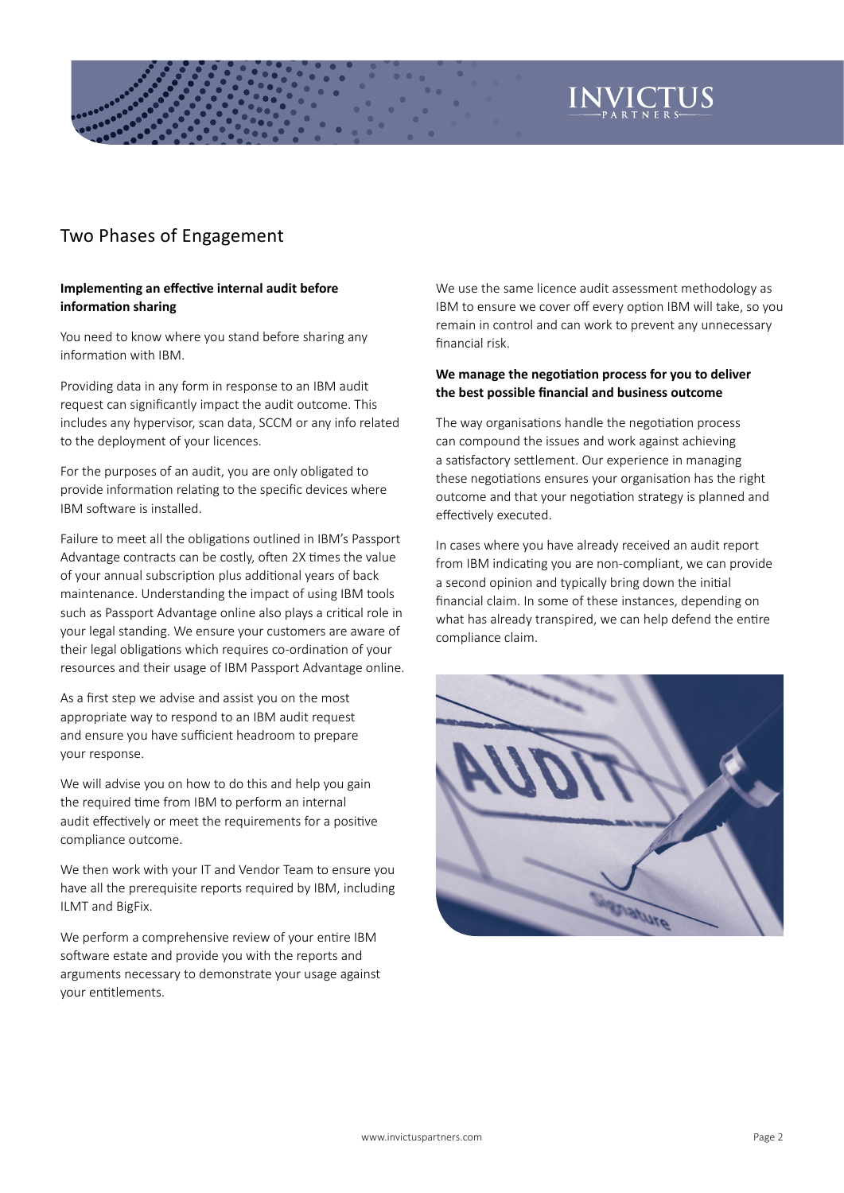## Two Phases of Engagement

**Implementing an effective internal audit before information sharing**

You need to know where you stand before sharing any information with IBM.

Providing data in any form in response to an IBM audit request can significantly impact the audit outcome. This includes any hypervisor, scan data, SCCM or any info related to the deployment of your licences.

For the purposes of an audit, you are only obligated to provide information relating to the specific devices where IBM software is installed.

Failure to meet all the obligations outlined in IBM's Passport Advantage contracts can be costly, often 2X times the value of your annual subscription plus additional years of back maintenance. Understanding the impact of using IBM tools such as Passport Advantage online also plays a critical role in your legal standing. We ensure your customers are aware of their legal obligations which requires co-ordination of your resources and their usage of IBM Passport Advantage online.

As a first step we advise and assist you on the most appropriate way to respond to an IBM audit request and ensure you have sufficient headroom to prepare your response.

We will advise you on how to do this and help you gain the required time from IBM to perform an internal audit effectively or meet the requirements for a positive compliance outcome.

We then work with your IT and Vendor Team to ensure you have all the prerequisite reports required by IBM, including ILMT and BigFix.

We perform a comprehensive review of your entire IBM software estate and provide you with the reports and arguments necessary to demonstrate your usage against your entitlements.

We use the same licence audit assessment methodology as IBM to ensure we cover off every option IBM will take, so you remain in control and can work to prevent any unnecessary financial risk.

**We manage the negotiation process for you to deliver the best possible financial and business outcome**

The way organisations handle the negotiation process can compound the issues and work against achieving a satisfactory settlement. Our experience in managing these negotiations ensures your organisation has the right outcome and that your negotiation strategy is planned and effectively executed.

In cases where you have already received an audit report from IBM indicating you are non-compliant, we can provide a second opinion and typically bring down the initial financial claim. In some of these instances, depending on what has already transpired, we can help defend the entire compliance claim.